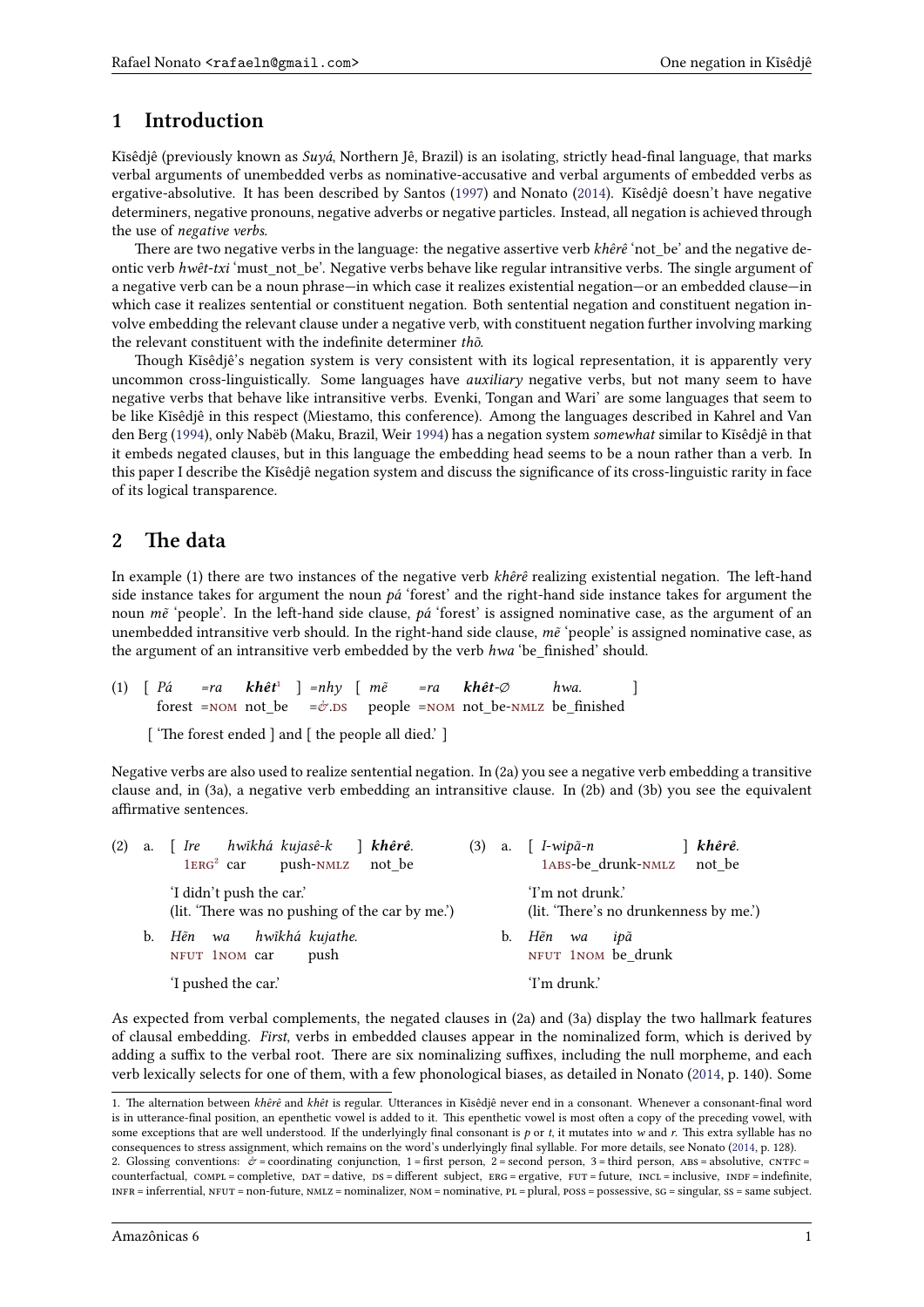# 1 Introduction

Kĩsêdjê (previously known as *Suyá*, Northern Jê, Brazil) is an isolating, strictly head-final language, that marks verbal arguments of unembedded verbs as nominative-accusative and verbal arguments of embedded verbs as ergative-absolutive. It has been described by Santos (1997) and Nonato (2014). Kĩsêdjê doesn't have negative determiners, negative pronouns, negative adverbs or negative particles. Instead, all negation is achieved through the use of *negative verbs*.

There are two negative verbs in the language: the negative assertive verb *khêrê* 'not_be' and the negative deontic verb *hwêt-txi* 'must_not_be'. Negative verbs behave like regular intransitive verbs. The single argument of a negative verb can be a noun phrase—in which case it realizes existential negation—or an embedded clause—in which case it realizes sentential or constituent negation. Both sentential negation and constituent negation involve embedding the relevant clause under a negative verb, with constituent negation further involving marking the relevant constituent with the indefinite determiner *thõ*.

Though Kĩsêdjê's negation system is very consistent with its logical representation, it is apparently very uncommon cross-linguistically. Some languages have *auxiliary* negative verbs, but not many seem to have negative verbs that behave like intransitive verbs. Evenki, Tongan and Wari' are some languages that seem to be like Kĩsêdjê in this respect (Miestamo, this conference). Among the languages described in Kahrel and Van den Berg (1994), only Nabëb (Maku, Brazil, Weir 1994) has a negation system *somewhat* similar to Kĩsêdjê in that it embeds negated clauses, but in this language the embedding head seems to be a noun rather than a verb. In this paper I describe the Kĩsêdjê negation system and discuss the significance of its cross-linguistic rarity in face of its logical transparence.

# 2 The data

In example (1) there are two instances of the negative verb *khêrê* realizing existential negation. The left-hand side instance takes for argument the noun *pá* 'forest' and the right-hand side instance takes for argument the noun *mẽ* 'people'. In the left-hand side clause, *pá* 'forest' is assigned nominative case, as the argument of an unembedded intransitive verb should. In the right-hand side clause, *mẽ* 'people' is assigned nominative case, as the argument of an intransitive verb embedded by the verb *hwa* 'be_finished' should.

(1) [ *Pá* *=ra* ***khêt***[1] ] *=nhy* [ *mẽ* *=ra* ***khêt***-∅ *hwa.* ]
forest =NOM not_be =&.DS people =NOM not_be-NMLZ be_finished
[ 'The forest ended ] and [ the people all died.' ]

Negative verbs are also used to realize sentential negation. In (2a) you see a negative verb embedding a transitive clause and, in (3a), a negative verb embedding an intransitive clause. In (2b) and (3b) you see the equivalent affirmative sentences.

(2) a. [ *Ire* *hwĩkhá* *kujasê-k* ] ***khêrê***.
1ERG[2] car push-NMLZ not_be
'I didn't push the car.'
(lit. 'There was no pushing of the car by me.')

b. *Hẽn* *wa* *hwĩkhá* *kujathe.*
NFUT 1NOM car push
'I pushed the car.'

(3) a. [ *I-wipã-n* ] ***khêrê***.
1ABS-be_drunk-NMLZ not_be
'I'm not drunk.'
(lit. 'There's no drunkenness by me.')

b. *Hẽn* *wa* *ipã*
NFUT 1NOM be_drunk
'I'm drunk.'

As expected from verbal complements, the negated clauses in (2a) and (3a) display the two hallmark features of clausal embedding. *First*, verbs in embedded clauses appear in the nominalized form, which is derived by adding a suffix to the verbal root. There are six nominalizing suffixes, including the null morpheme, and each verb lexically selects for one of them, with a few phonological biases, as detailed in Nonato (2014, p. 140). Some

---

1. The alternation between *khêrê* and *khêt* is regular. Utterances in Kĩsêdjê never end in a consonant. Whenever a consonant-final word is in utterance-final position, an epenthetic vowel is added to it. This epenthetic vowel is most often a copy of the preceding vowel, with some exceptions that are well understood. If the underlyingly final consonant is *p* or *t*, it mutates into *w* and *r*. This extra syllable has no consequences to stress assignment, which remains on the word's underlyingly final syllable. For more details, see Nonato (2014, p. 128).

2. Glossing conventions: & = coordinating conjunction, 1 = first person, 2 = second person, 3 = third person, ABS = absolutive, CNTFC = counterfactual, COMPL = completive, DAT = dative, DS = different subject, ERG = ergative, FUT = future, INCL = inclusive, INDF = indefinite, INFR = inferential, NFUT = non-future, NMLZ = nominalizer, NOM = nominative, PL = plural, POSS = possessive, SG = singular, SS = same subject.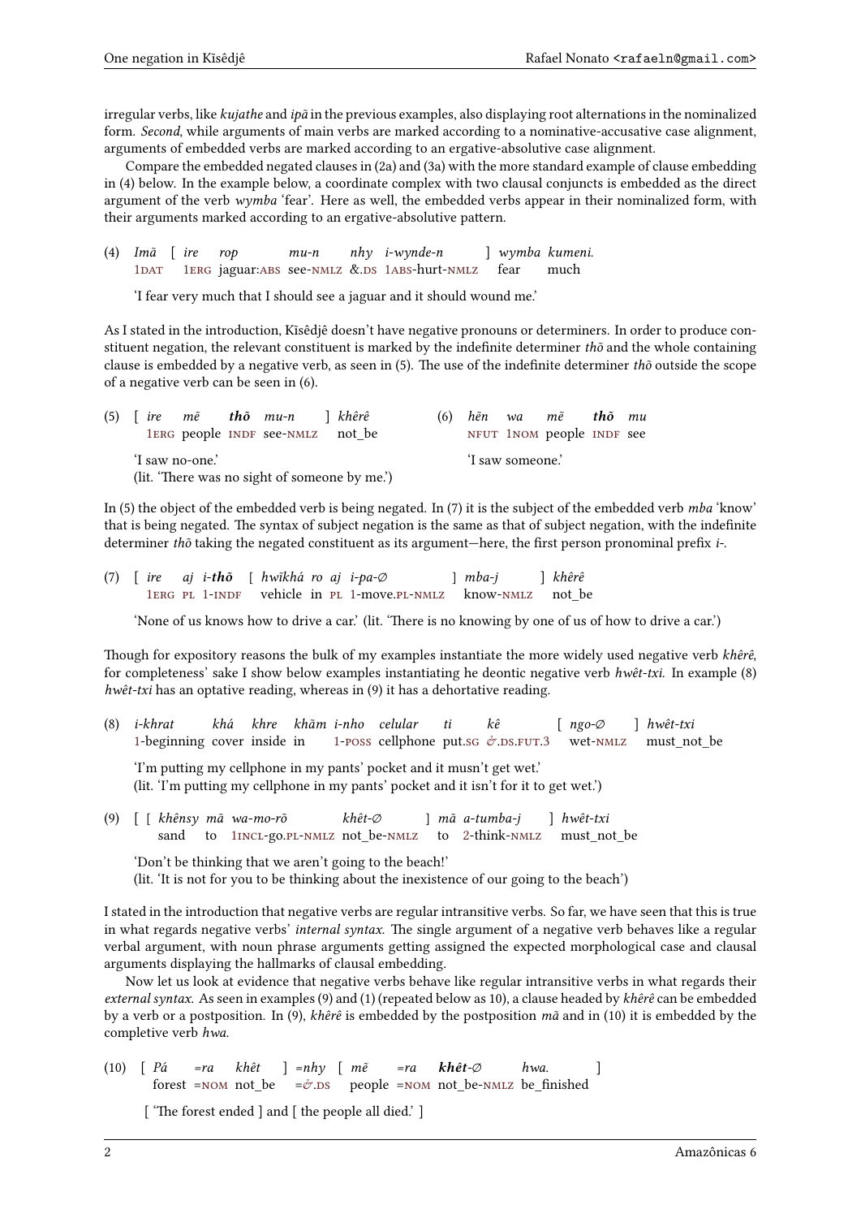irregular verbs, like *kujathe* and *ipã* in the previous examples, also displaying root alternations in the nominalized form. *Second*, while arguments of main verbs are marked according to a nominative-accusative case alignment, arguments of embedded verbs are marked according to an ergative-absolutive case alignment.

Compare the embedded negated clauses in (2a) and (3a) with the more standard example of clause embedding in (4) below. In the example below, a coordinate complex with two clausal conjuncts is embedded as the direct argument of the verb *wymba* 'fear'. Here as well, the embedded verbs appear in their nominalized form, with their arguments marked according to an ergative-absolutive pattern.

(4) *Imã* [ *ire rop mu-n nhy i-wynde-n* ] *wymba kumeni.*
1DAT 1ERG jaguar:ABS see-NMLZ &.DS 1ABS-hurt-NMLZ fear much

'I fear very much that I should see a jaguar and it should wound me.'

As I stated in the introduction, Kĩsêdjê doesn't have negative pronouns or determiners. In order to produce constituent negation, the relevant constituent is marked by the indefinite determiner *thõ* and the whole containing clause is embedded by a negative verb, as seen in (5). The use of the indefinite determiner *thõ* outside the scope of a negative verb can be seen in (6).

(5) [ *ire mẽ **thõ** mu-n* ] *khêrê*
1ERG people INDF see-NMLZ not_be

'I saw no-one.'
(lit. 'There was no sight of someone by me.')

(6) *hẽn wa mẽ **thõ** mu*
NFUT 1NOM people INDF see

'I saw someone.'

In (5) the object of the embedded verb is being negated. In (7) it is the subject of the embedded verb *mba* 'know' that is being negated. The syntax of subject negation is the same as that of subject negation, with the indefinite determiner *thõ* taking the negated constituent as its argument—here, the first person pronominal prefix *i-*.

(7) [ *ire aj i-**thõ*** [ *hwĩkhá ro aj i-pa-∅* ] *mba-j* ] *khêrê*
1ERG PL 1-INDF vehicle in PL 1-move.PL-NMLZ know-NMLZ not_be

'None of us knows how to drive a car.' (lit. 'There is no knowing by one of us of how to drive a car.')

Though for expository reasons the bulk of my examples instantiate the more widely used negative verb *khêrê*, for completeness' sake I show below examples instantiating he deontic negative verb *hwêt-txi*. In example (8) *hwêt-txi* has an optative reading, whereas in (9) it has a dehortative reading.

(8) *i-khrat khá khre khãm i-nho celular ti kê* [ *ngo-∅* ] *hwêt-txi*
1-beginning cover inside in 1-POSS cellphone put.SG ♂.DS.FUT.3 wet-NMLZ must_not_be

'I'm putting my cellphone in my pants' pocket and it musn't get wet.'
(lit. 'I'm putting my cellphone in my pants' pocket and it isn't for it to get wet.')

(9) [ [ *khênsy mã wa-mo-rõ khêt-∅* ] *mã a-tumba-j* ] *hwêt-txi*
sand to 1INCL-go.PL-NMLZ not_be-NMLZ to 2-think-NMLZ must_not_be

'Don't be thinking that we aren't going to the beach!'
(lit. 'It is not for you to be thinking about the inexistence of our going to the beach')

I stated in the introduction that negative verbs are regular intransitive verbs. So far, we have seen that this is true in what regards negative verbs' *internal syntax*. The single argument of a negative verb behaves like a regular verbal argument, with noun phrase arguments getting assigned the expected morphological case and clausal arguments displaying the hallmarks of clausal embedding.

Now let us look at evidence that negative verbs behave like regular intransitive verbs in what regards their *external syntax*. As seen in examples (9) and (1) (repeated below as 10), a clause headed by *khêrê* can be embedded by a verb or a postposition. In (9), *khêrê* is embedded by the postposition *mã* and in (10) it is embedded by the completive verb *hwa*.

(10) [ *Pá =ra khêt* ] *=nhy* [ *mẽ =ra **khêt**-∅ hwa.* ]
forest =NOM not_be =♂.DS people =NOM not_be-NMLZ be_finished

[ 'The forest ended ] and [ the people all died.' ]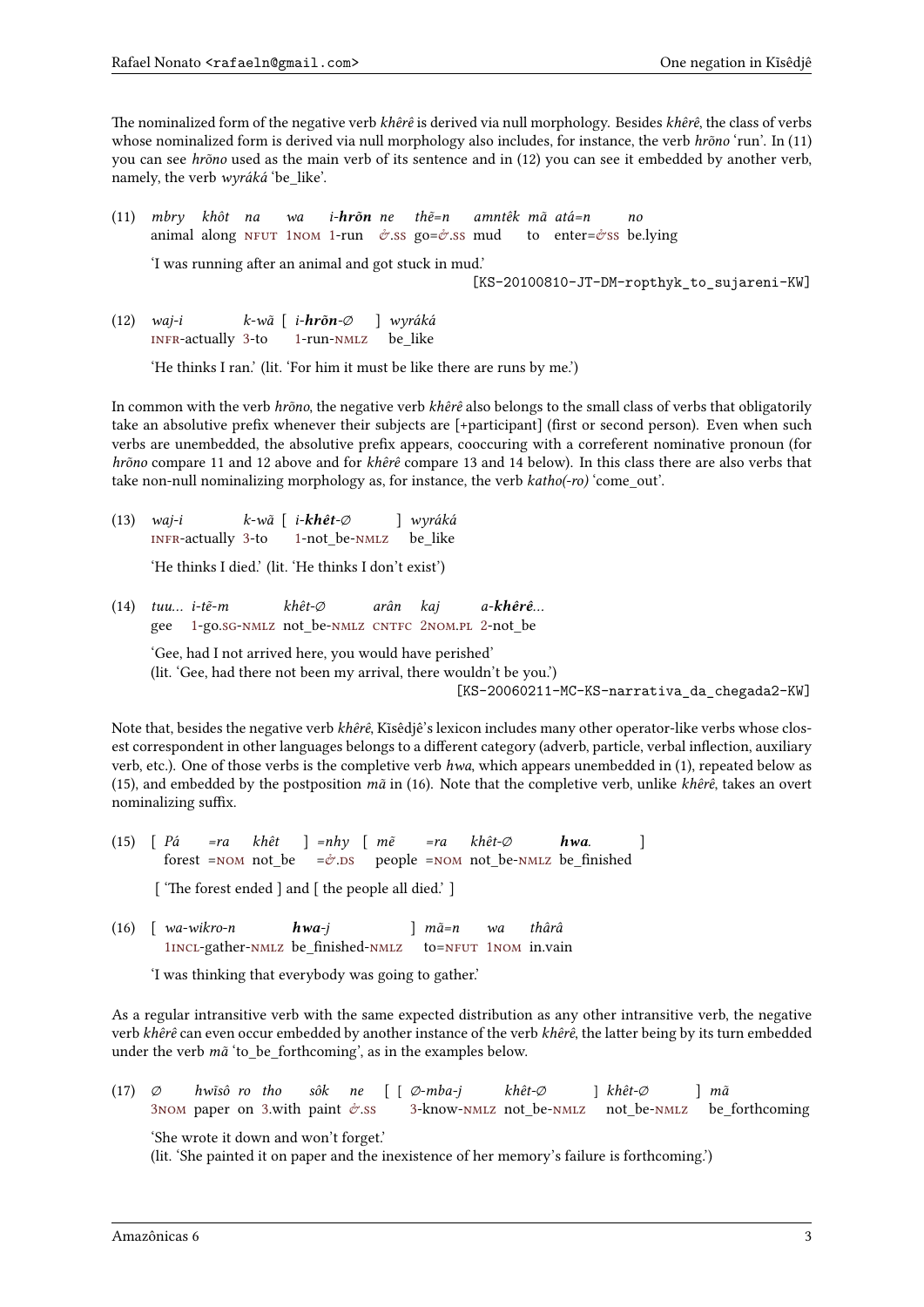The nominalized form of the negative verb *khêrê* is derived via null morphology. Besides *khêrê*, the class of verbs whose nominalized form is derived via null morphology also includes, for instance, the verb *hrõno* 'run'. In (11) you can see *hrõno* used as the main verb of its sentence and in (12) you can see it embedded by another verb, namely, the verb *wyráká* 'be_like'.

(11) *mbry khôt na wa i-**hrõn** ne thẽ=n amntêk mã atá=n no*
animal along NFUT 1NOM 1-run ♂.SS go=♂.SS mud to enter=♂SS be.lying

'I was running after an animal and got stuck in mud.'
[KS-20100810-JT-DM-ropthyk_to_sujareni-KW]

(12) *waj-i k-wã [ i-**hrõn**-∅ ] wyráká*
INFR-actually 3-to 1-run-NMLZ be_like

'He thinks I ran.' (lit. 'For him it must be like there are runs by me.')

In common with the verb *hrõno*, the negative verb *khêrê* also belongs to the small class of verbs that obligatorily take an absolutive prefix whenever their subjects are [+participant] (first or second person). Even when such verbs are unembedded, the absolutive prefix appears, cooccuring with a coreferent nominative pronoun (for *hrõno* compare 11 and 12 above and for *khêrê* compare 13 and 14 below). In this class there are also verbs that take non-null nominalizing morphology as, for instance, the verb *katho(-ro)* 'come_out'.

(13) *waj-i k-wã [ i-**khêt**-∅ ] wyráká*
INFR-actually 3-to 1-not_be-NMLZ be_like

'He thinks I died.' (lit. 'He thinks I don't exist')

(14) *tuu... i-tẽ-m khêt-∅ arân kaj a-**khêrê**...*
gee 1-go.SG-NMLZ not_be-NMLZ CNTFC 2NOM.PL 2-not_be

'Gee, had I not arrived here, you would have perished'
(lit. 'Gee, had there not been my arrival, there wouldn't be you.')
[KS-20060211-MC-KS-narrativa_da_chegada2-KW]

Note that, besides the negative verb *khêrê*, Kĩsêdjê's lexicon includes many other operator-like verbs whose closest correspondent in other languages belongs to a different category (adverb, particle, verbal inflection, auxiliary verb, etc.). One of those verbs is the completive verb *hwa*, which appears unembedded in (1), repeated below as (15), and embedded by the postposition *mã* in (16). Note that the completive verb, unlike *khêrê*, takes an overt nominalizing suffix.

(15) [ *Pá =ra khêt* ] *=nhy* [ *mẽ =ra khêt-∅ **hwa**.* ]
forest =NOM not_be =♂.DS people =NOM not_be-NMLZ be_finished

[ 'The forest ended ] and [ the people all died.' ]

(16) [ *wa-wikro-n **hwa**-j* ] *mã=n wa thârâ*
1INCL-gather-NMLZ be_finished-NMLZ to=NFUT 1NOM in.vain

'I was thinking that everybody was going to gather.'

As a regular intransitive verb with the same expected distribution as any other intransitive verb, the negative verb *khêrê* can even occur embedded by another instance of the verb *khêrê*, the latter being by its turn embedded under the verb *mã* 'to_be_forthcoming', as in the examples below.

(17) *∅ hwĩsô ro tho sôk ne* [ [ *∅-mba-j khêt-∅* ] *khêt-∅* ] *mã*
3NOM paper on 3.with paint ♂.SS 3-know-NMLZ not_be-NMLZ not_be-NMLZ be_forthcoming

'She wrote it down and won't forget.'
(lit. 'She painted it on paper and the inexistence of her memory's failure is forthcoming.')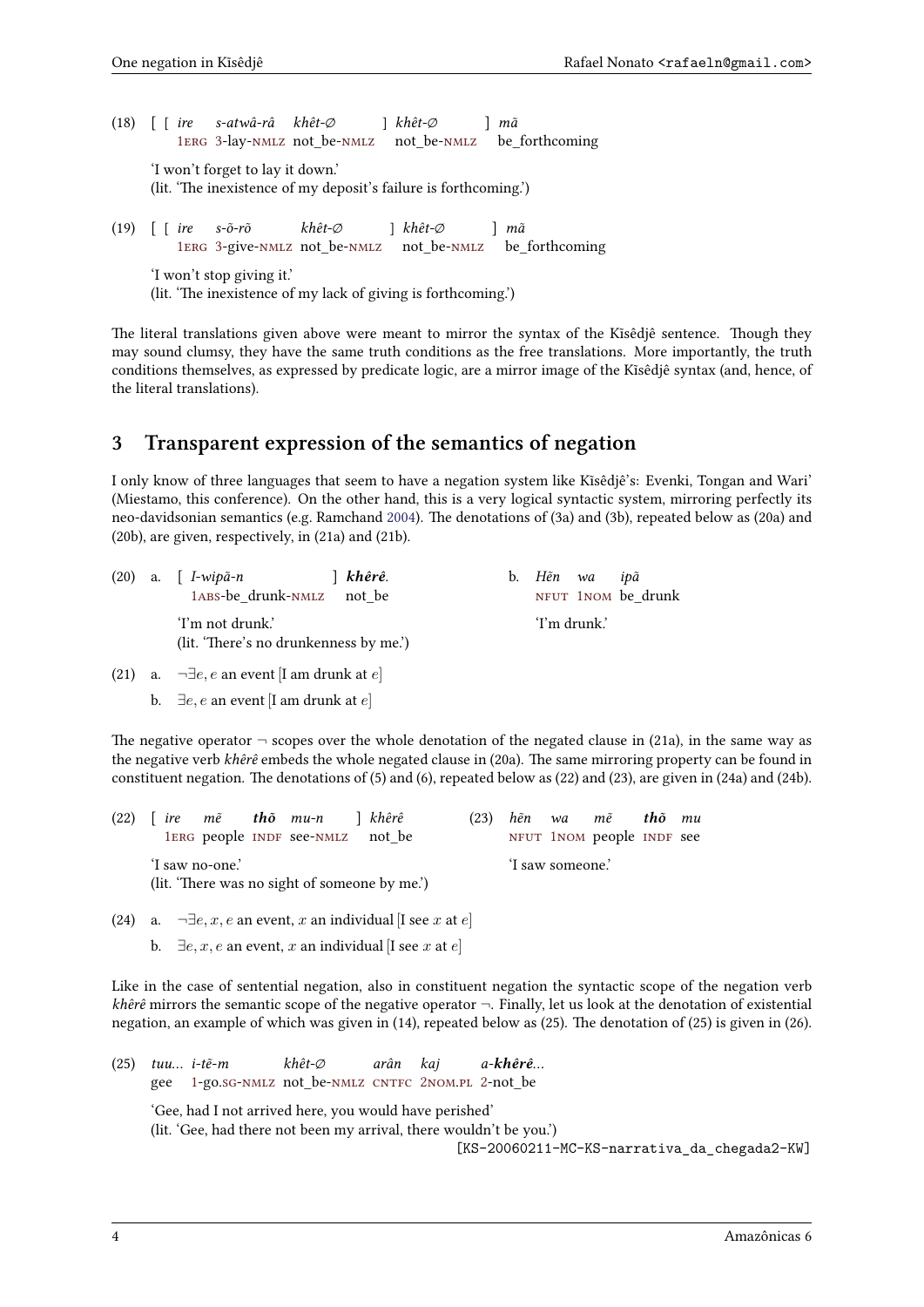(18) [ [ *ire* *s-atwâ-râ* *khêt-∅* ] *khêt-∅* ] *mã*
1ERG 3-lay-NMLZ not_be-NMLZ not_be-NMLZ be_forthcoming

'I won't forget to lay it down.'
(lit. 'The inexistence of my deposit's failure is forthcoming.')

(19) [ [ *ire* *s-õ-rõ* *khêt-∅* ] *khêt-∅* ] *mã*
1ERG 3-give-NMLZ not_be-NMLZ not_be-NMLZ be_forthcoming

'I won't stop giving it.'
(lit. 'The inexistence of my lack of giving is forthcoming.')

The literal translations given above were meant to mirror the syntax of the Kĩsêdjê sentence. Though they may sound clumsy, they have the same truth conditions as the free translations. More importantly, the truth conditions themselves, as expressed by predicate logic, are a mirror image of the Kĩsêdjê syntax (and, hence, of the literal translations).

## 3 Transparent expression of the semantics of negation

I only know of three languages that seem to have a negation system like Kĩsêdjê's: Evenki, Tongan and Wari' (Miestamo, this conference). On the other hand, this is a very logical syntactic system, mirroring perfectly its neo-davidsonian semantics (e.g. Ramchand 2004). The denotations of (3a) and (3b), repeated below as (20a) and (20b), are given, respectively, in (21a) and (21b).

(20) a. [ *I-wipã-n* ] ***khêrê***.
1ABS-be_drunk-NMLZ not_be

'I'm not drunk.'
(lit. 'There's no drunkenness by me.')

b. *Hẽn* *wa* *ipã*
NFUT 1NOM be_drunk

'I'm drunk.'

(21) a. $\neg\exists e$, $e$ an event [I am drunk at $e$]

b. $\exists e$, $e$ an event [I am drunk at $e$]

The negative operator $\neg$ scopes over the whole denotation of the negated clause in (21a), in the same way as the negative verb *khêrê* embeds the whole negated clause in (20a). The same mirroring property can be found in constituent negation. The denotations of (5) and (6), repeated below as (22) and (23), are given in (24a) and (24b).

(22) [ *ire* *mẽ* ***thõ*** *mu-n* ] *khêrê*
1ERG people INDF see-NMLZ not_be

'I saw no-one.'
(lit. 'There was no sight of someone by me.')

(23) *hẽn* *wa* *mẽ* ***thõ*** *mu*
NFUT 1NOM people INDF see

'I saw someone.'

(24) a. $\neg\exists e, x$, $e$ an event, $x$ an individual [I see $x$ at $e$]

b. $\exists e, x$, $e$ an event, $x$ an individual [I see $x$ at $e$]

Like in the case of sentential negation, also in constituent negation the syntactic scope of the negation verb *khêrê* mirrors the semantic scope of the negative operator $\neg$. Finally, let us look at the denotation of existential negation, an example of which was given in (14), repeated below as (25). The denotation of (25) is given in (26).

(25) *tuu...* *i-tẽ-m* *khêt-∅* *arân* *kaj* *a-**khêrê**...*
gee 1-go.SG-NMLZ not_be-NMLZ CNTFC 2NOM.PL 2-not_be

'Gee, had I not arrived here, you would have perished'
(lit. 'Gee, had there not been my arrival, there wouldn't be you.')
[KS-20060211-MC-KS-narrativa_da_chegada2-KW]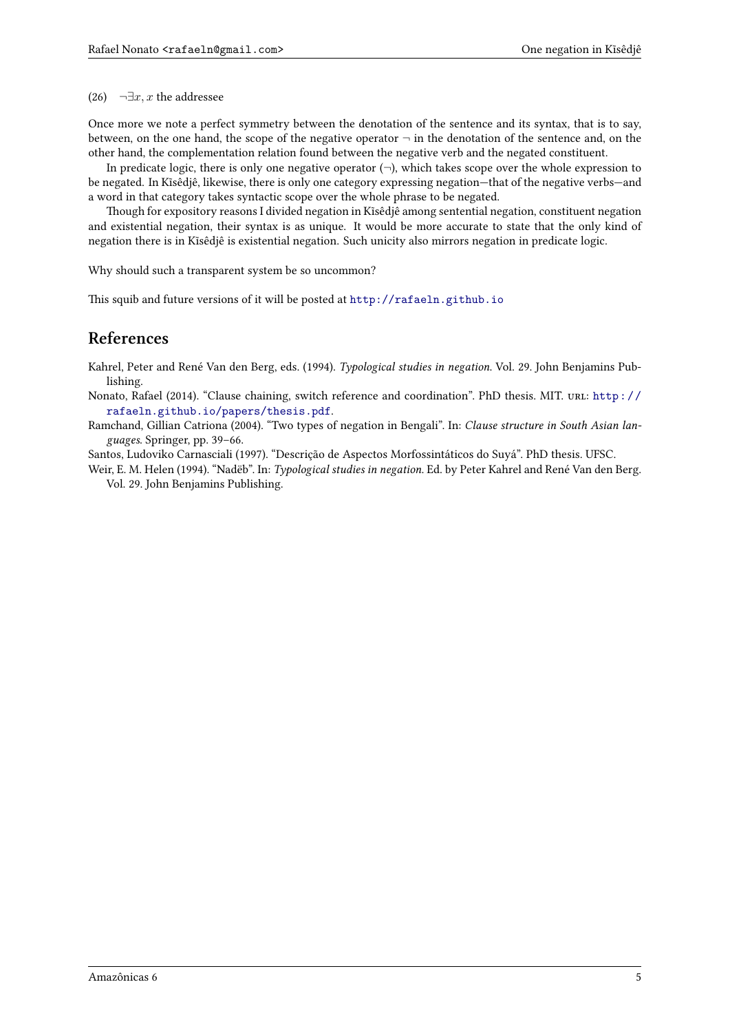(26) $\neg\exists x$, $x$ the addressee

Once more we note a perfect symmetry between the denotation of the sentence and its syntax, that is to say, between, on the one hand, the scope of the negative operator $\neg$ in the denotation of the sentence and, on the other hand, the complementation relation found between the negative verb and the negated constituent.

In predicate logic, there is only one negative operator ($\neg$), which takes scope over the whole expression to be negated. In Kĩsêdjê, likewise, there is only one category expressing negation—that of the negative verbs—and a word in that category takes syntactic scope over the whole phrase to be negated.

Though for expository reasons I divided negation in Kĩsêdjê among sentential negation, constituent negation and existential negation, their syntax is as unique. It would be more accurate to state that the only kind of negation there is in Kĩsêdjê is existential negation. Such unicity also mirrors negation in predicate logic.

Why should such a transparent system be so uncommon?

This squib and future versions of it will be posted at http://rafaeln.github.io

## References

Kahrel, Peter and René Van den Berg, eds. (1994). *Typological studies in negation*. Vol. 29. John Benjamins Publishing.

Nonato, Rafael (2014). "Clause chaining, switch reference and coordination". PhD thesis. MIT. URL: http://rafaeln.github.io/papers/thesis.pdf.

Ramchand, Gillian Catriona (2004). "Two types of negation in Bengali". In: *Clause structure in South Asian languages*. Springer, pp. 39–66.

Santos, Ludoviko Carnasciali (1997). "Descrição de Aspectos Morfossintáticos do Suyá". PhD thesis. UFSC.

Weir, E. M. Helen (1994). "Nadëb". In: *Typological studies in negation*. Ed. by Peter Kahrel and René Van den Berg. Vol. 29. John Benjamins Publishing.